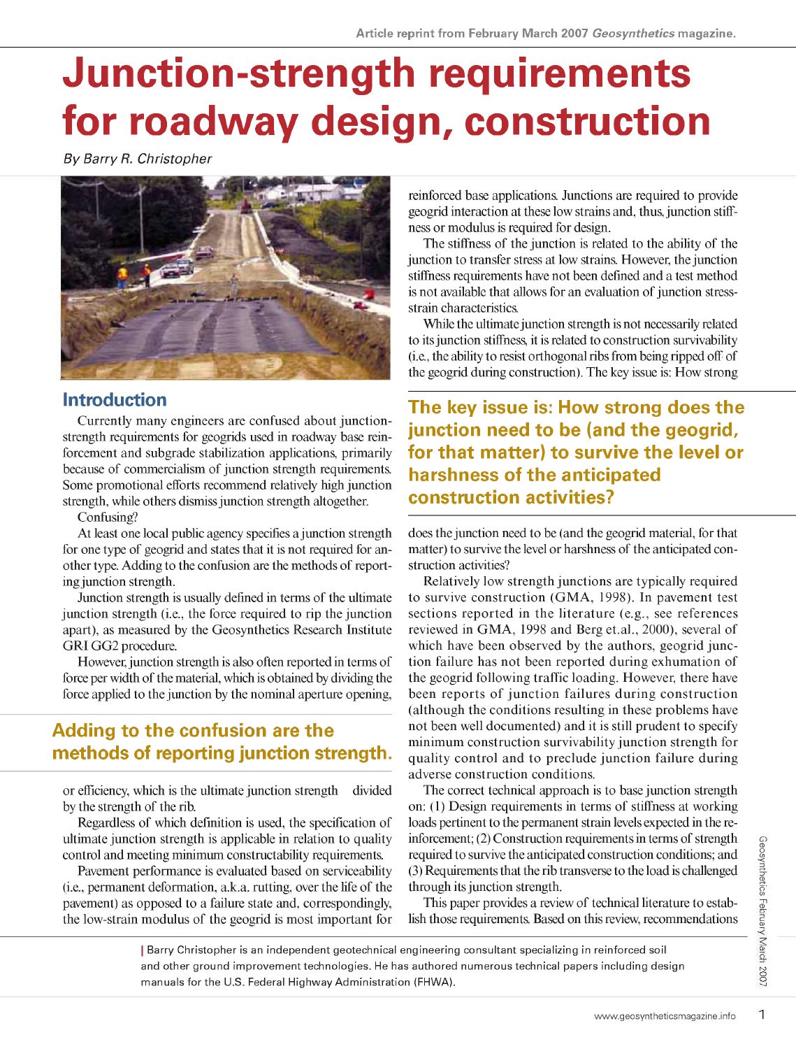Article reprint from February March 2007 *Geosynthetics* magazine.

# Junction-strength requirements for roadway design, construction

*By Barry R. Christopher*

## Introduction

Currently many engineers are confused about junction-strength requirements for geogrids used in roadway base reinforcement and subgrade stabilization applications, primarily because of commercialism of junction strength requirements. Some promotional efforts recommend relatively high junction strength, while others dismiss junction strength altogether.

Confusing?

At least one local public agency specifies a junction strength for one type of geogrid and states that it is not required for another type. Adding to the confusion are the methods of reporting junction strength.

Junction strength is usually defined in terms of the ultimate junction strength (i.e., the force required to rip the junction apart), as measured by the Geosynthetics Research Institute GRI GG2 procedure.

However, junction strength is also often reported in terms of force per width of the material, which is obtained by dividing the force applied to the junction by the nominal aperture opening,

> **Adding to the confusion are the methods of reporting junction strength.**

or efficiency, which is the ultimate junction strength divided by the strength of the rib.

Regardless of which definition is used, the specification of ultimate junction strength is applicable in relation to quality control and meeting minimum constructability requirements.

Pavement performance is evaluated based on serviceability (i.e., permanent deformation, a.k.a. rutting, over the life of the pavement) as opposed to a failure state and, correspondingly, the low-strain modulus of the geogrid is most important for reinforced base applications. Junctions are required to provide geogrid interaction at these low strains and, thus, junction stiffness or modulus is required for design.

The stiffness of the junction is related to the ability of the junction to transfer stress at low strains. However, the junction stiffness requirements have not been defined and a test method is not available that allows for an evaluation of junction stress-strain characteristics.

While the ultimate junction strength is not necessarily related to its junction stiffness, it is related to construction survivability (i.e., the ability to resist orthogonal ribs from being ripped off of the geogrid during construction). The key issue is: How strong

> **The key issue is: How strong does the junction need to be (and the geogrid, for that matter) to survive the level or harshness of the anticipated construction activities?**

does the junction need to be (and the geogrid material, for that matter) to survive the level or harshness of the anticipated construction activities?

Relatively low strength junctions are typically required to survive construction (GMA, 1998). In pavement test sections reported in the literature (e.g., see references reviewed in GMA, 1998 and Berg et.al., 2000), several of which have been observed by the authors, geogrid junction failure has not been reported during exhumation of the geogrid following traffic loading. However, there have been reports of junction failures during construction (although the conditions resulting in these problems have not been well documented) and it is still prudent to specify minimum construction survivability junction strength for quality control and to preclude junction failure during adverse construction conditions.

The correct technical approach is to base junction strength on: (1) Design requirements in terms of stiffness at working loads pertinent to the permanent strain levels expected in the reinforcement; (2) Construction requirements in terms of strength required to survive the anticipated construction conditions; and (3) Requirements that the rib transverse to the load is challenged through its junction strength.

This paper provides a review of technical literature to establish those requirements. Based on this review, recommendations

Barry Christopher is an independent geotechnical engineering consultant specializing in reinforced soil and other ground improvement technologies. He has authored numerous technical papers including design manuals for the U.S. Federal Highway Administration (FHWA).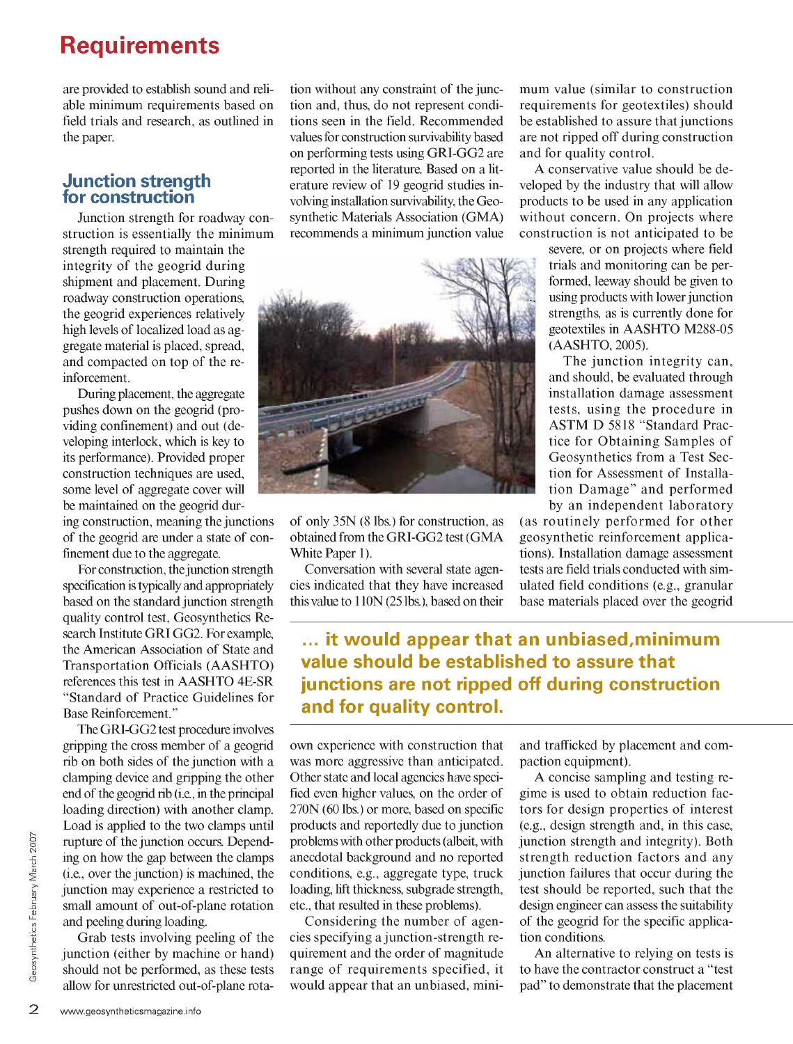# Requirements

are provided to establish sound and reliable minimum requirements based on field trials and research, as outlined in the paper.

## Junction strength for construction

Junction strength for roadway construction is essentially the minimum strength required to maintain the integrity of the geogrid during shipment and placement. During roadway construction operations, the geogrid experiences relatively high levels of localized load as aggregate material is placed, spread, and compacted on top of the reinforcement.

During placement, the aggregate pushes down on the geogrid (providing confinement) and out (developing interlock, which is key to its performance). Provided proper construction techniques are used, some level of aggregate cover will be maintained on the geogrid during construction, meaning the junctions of the geogrid are under a state of confinement due to the aggregate.

For construction, the junction strength specification is typically and appropriately based on the standard junction strength quality control test, Geosynthetics Research Institute GRI GG2. For example, the American Association of State and Transportation Officials (AASHTO) references this test in AASHTO 4E-SR "Standard of Practice Guidelines for Base Reinforcement."

The GRI-GG2 test procedure involves gripping the cross member of a geogrid rib on both sides of the junction with a clamping device and gripping the other end of the geogrid rib (i.e., in the principal loading direction) with another clamp. Load is applied to the two clamps until rupture of the junction occurs. Depending on how the gap between the clamps (i.e., over the junction) is machined, the junction may experience a restricted to small amount of out-of-plane rotation and peeling during loading.

Grab tests involving peeling of the junction (either by machine or hand) should not be performed, as these tests allow for unrestricted out-of-plane rotation without any constraint of the junction and, thus, do not represent conditions seen in the field. Recommended values for construction survivability based on performing tests using GRI-GG2 are reported in the literature. Based on a literature review of 19 geogrid studies involving installation survivability, the Geosynthetic Materials Association (GMA) recommends a minimum junction value of only 35N (8 lbs.) for construction, as obtained from the GRI-GG2 test (GMA White Paper 1).

Conversation with several state agencies indicated that they have increased this value to 110N (25 lbs.), based on their own experience with construction that was more aggressive than anticipated. Other state and local agencies have specified even higher values, on the order of 270N (60 lbs.) or more, based on specific products and reportedly due to junction problems with other products (albeit, with anecdotal background and no reported conditions, e.g., aggregate type, truck loading, lift thickness, subgrade strength, etc., that resulted in these problems).

Considering the number of agencies specifying a junction-strength requirement and the order of magnitude range of requirements specified, it would appear that an unbiased, minimum value (similar to construction requirements for geotextiles) should be established to assure that junctions are not ripped off during construction and for quality control.

> **... it would appear that an unbiased,minimum value should be established to assure that junctions are not ripped off during construction and for quality control.**

A conservative value should be developed by the industry that will allow products to be used in any application without concern. On projects where construction is not anticipated to be severe, or on projects where field trials and monitoring can be performed, leeway should be given to using products with lower junction strengths, as is currently done for geotextiles in AASHTO M288-05 (AASHTO, 2005).

The junction integrity can, and should, be evaluated through installation damage assessment tests, using the procedure in ASTM D 5818 "Standard Practice for Obtaining Samples of Geosynthetics from a Test Section for Assessment of Installation Damage" and performed by an independent laboratory (as routinely performed for other geosynthetic reinforcement applications). Installation damage assessment tests are field trials conducted with simulated field conditions (e.g., granular base materials placed over the geogrid and trafficked by placement and compaction equipment).

A concise sampling and testing regime is used to obtain reduction factors for design properties of interest (e.g., design strength and, in this case, junction strength and integrity). Both strength reduction factors and any junction failures that occur during the test should be reported, such that the design engineer can assess the suitability of the geogrid for the specific application conditions.

An alternative to relying on tests is to have the contractor construct a "test pad" to demonstrate that the placement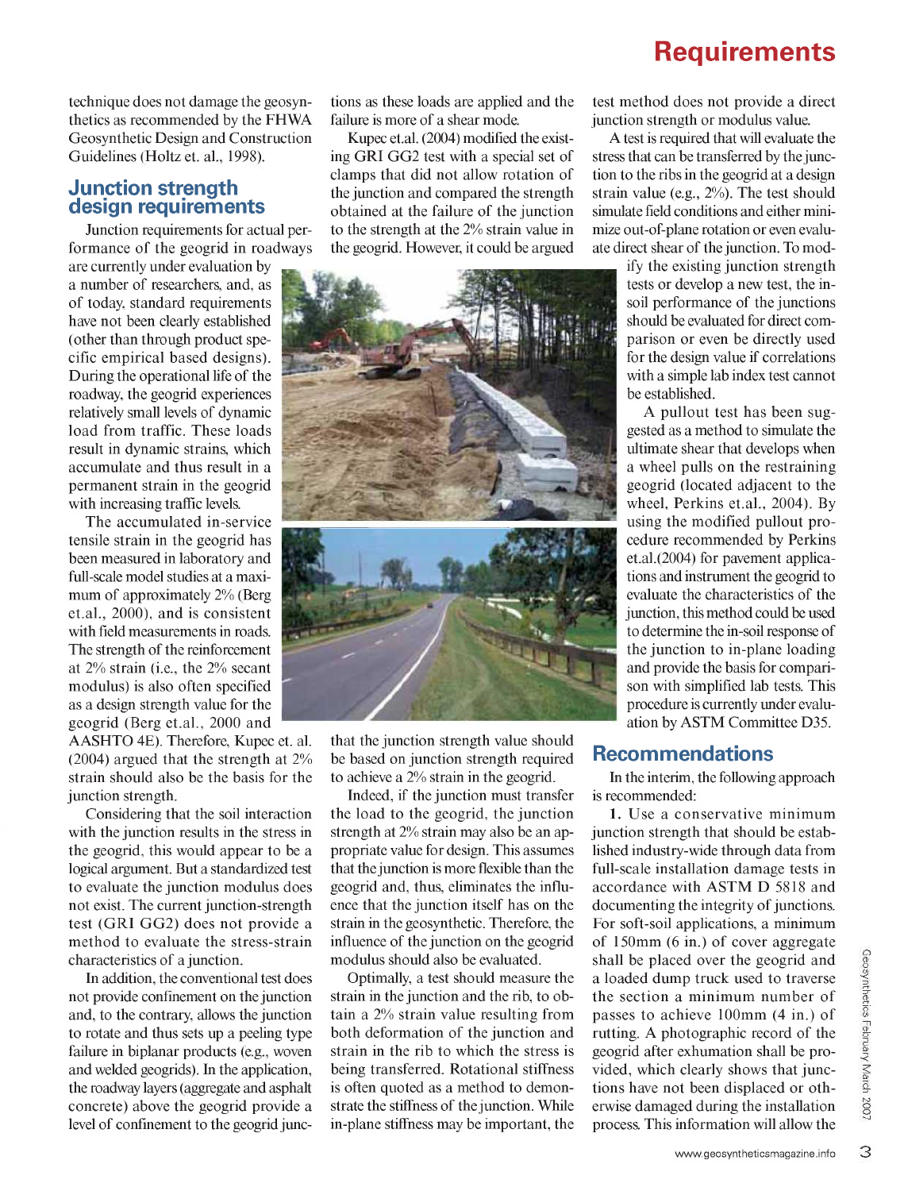technique does not damage the geosynthetics as recommended by the FHWA Geosynthetic Design and Construction Guidelines (Holtz et. al., 1998).

## Junction strength design requirements

Junction requirements for actual performance of the geogrid in roadways are currently under evaluation by a number of researchers, and, as of today, standard requirements have not been clearly established (other than through product specific empirical based designs). During the operational life of the roadway, the geogrid experiences relatively small levels of dynamic load from traffic. These loads result in dynamic strains, which accumulate and thus result in a permanent strain in the geogrid with increasing traffic levels.

The accumulated in-service tensile strain in the geogrid has been measured in laboratory and full-scale model studies at a maximum of approximately 2% (Berg et.al., 2000), and is consistent with field measurements in roads. The strength of the reinforcement at 2% strain (i.e., the 2% secant modulus) is also often specified as a design strength value for the geogrid (Berg et.al., 2000 and AASHTO 4E). Therefore, Kupec et. al. (2004) argued that the strength at 2% strain should also be the basis for the junction strength.

Considering that the soil interaction with the junction results in the stress in the geogrid, this would appear to be a logical argument. But a standardized test to evaluate the junction modulus does not exist. The current junction-strength test (GRI GG2) does not provide a method to evaluate the stress-strain characteristics of a junction.

In addition, the conventional test does not provide confinement on the junction and, to the contrary, allows the junction to rotate and thus sets up a peeling type failure in biplanar products (e.g., woven and welded geogrids). In the application, the roadway layers (aggregate and asphalt concrete) above the geogrid provide a level of confinement to the geogrid junctions as these loads are applied and the failure is more of a shear mode.

Kupec et.al. (2004) modified the existing GRI GG2 test with a special set of clamps that did not allow rotation of the junction and compared the strength obtained at the failure of the junction to the strength at the 2% strain value in the geogrid. However, it could be argued that the junction strength value should be based on junction strength required to achieve a 2% strain in the geogrid.

Indeed, if the junction must transfer the load to the geogrid, the junction strength at 2% strain may also be an appropriate value for design. This assumes that the junction is more flexible than the geogrid and, thus, eliminates the influence that the junction itself has on the strain in the geosynthetic. Therefore, the influence of the junction on the geogrid modulus should also be evaluated.

Optimally, a test should measure the strain in the junction and the rib, to obtain a 2% strain value resulting from both deformation of the junction and strain in the rib to which the stress is being transferred. Rotational stiffness is often quoted as a method to demonstrate the stiffness of the junction. While in-plane stiffness may be important, the test method does not provide a direct junction strength or modulus value.

A test is required that will evaluate the stress that can be transferred by the junction to the ribs in the geogrid at a design strain value (e.g., 2%). The test should simulate field conditions and either minimize out-of-plane rotation or even evaluate direct shear of the junction. To modify the existing junction strength tests or develop a new test, the in-soil performance of the junctions should be evaluated for direct comparison or even be directly used for the design value if correlations with a simple lab index test cannot be established.

A pullout test has been suggested as a method to simulate the ultimate shear that develops when a wheel pulls on the restraining geogrid (located adjacent to the wheel, Perkins et.al., 2004). By using the modified pullout procedure recommended by Perkins et.al.(2004) for pavement applications and instrument the geogrid to evaluate the characteristics of the junction, this method could be used to determine the in-soil response of the junction to in-plane loading and provide the basis for comparison with simplified lab tests. This procedure is currently under evaluation by ASTM Committee D35.

## Recommendations

In the interim, the following approach is recommended:

**1.** Use a conservative minimum junction strength that should be established industry-wide through data from full-scale installation damage tests in accordance with ASTM D 5818 and documenting the integrity of junctions. For soft-soil applications, a minimum of 150mm (6 in.) of cover aggregate shall be placed over the geogrid and a loaded dump truck used to traverse the section a minimum number of passes to achieve 100mm (4 in.) of rutting. A photographic record of the geogrid after exhumation shall be provided, which clearly shows that junctions have not been displaced or otherwise damaged during the installation process. This information will allow the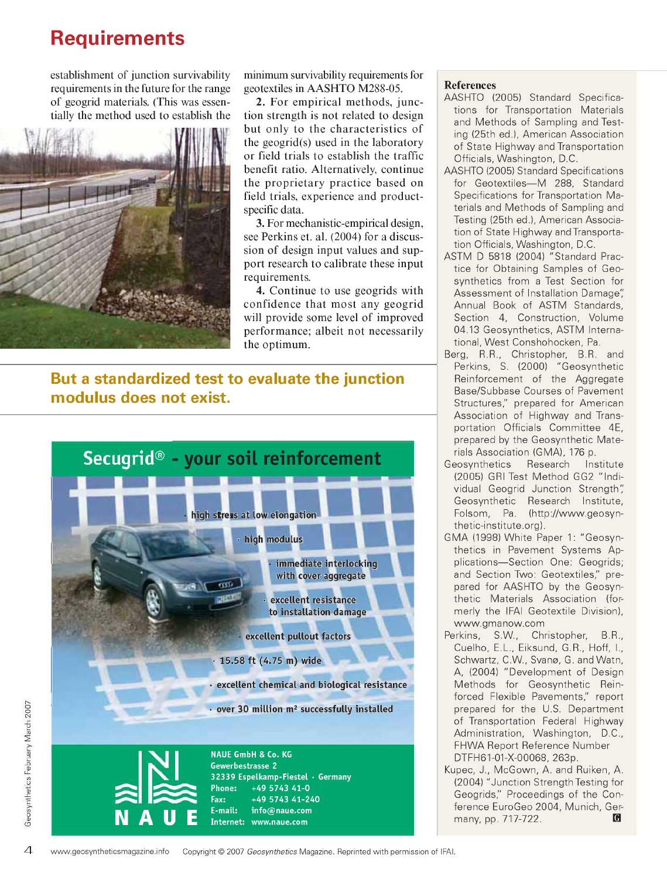## Requirements

establishment of junction survivability requirements in the future for the range of geogrid materials. (This was essentially the method used to establish the minimum survivability requirements for geotextiles in AASHTO M288-05.

**2.** For empirical methods, junction strength is not related to design but only to the characteristics of the geogrid(s) used in the laboratory or field trials to establish the traffic benefit ratio. Alternatively, continue the proprietary practice based on field trials, experience and product-specific data.

**3.** For mechanistic-empirical design, see Perkins et. al. (2004) for a discussion of design input values and support research to calibrate these input requirements.

**4.** Continue to use geogrids with confidence that most any geogrid will provide some level of improved performance; albeit not necessarily the optimum.

**But a standardized test to evaluate the junction modulus does not exist.**

**Secugrid® - your soil reinforcement**

- high stress at low elongation
- high modulus
- immediate interlocking with cover aggregate
- excellent resistance to installation damage
- excellent pullout factors
- 15.58 ft (4.75 m) wide
- excellent chemical and biological resistance
- over 30 million m² successfully installed

NAUE GmbH & Co. KG
Gewerbestrasse 2
32339 Espelkamp-Fiestel · Germany
Phone: +49 5743 41-0
Fax: +49 5743 41-240
E-mail: info@naue.com
Internet: www.naue.com

### References

AASHTO (2005) Standard Specifications for Transportation Materials and Methods of Sampling and Testing (25th ed.), American Association of State Highway and Transportation Officials, Washington, D.C.

AASHTO (2005) Standard Specifications for Geotextiles—M 288, Standard Specifications for Transportation Materials and Methods of Sampling and Testing (25th ed.), American Association of State Highway and Transportation Officials, Washington, D.C.

ASTM D 5818 (2004) "Standard Practice for Obtaining Samples of Geosynthetics from a Test Section for Assessment of Installation Damage", Annual Book of ASTM Standards, Section 4, Construction, Volume 04.13 Geosynthetics, ASTM International, West Conshohocken, Pa.

Berg, R.R., Christopher, B.R. and Perkins, S. (2000) "Geosynthetic Reinforcement of the Aggregate Base/Subbase Courses of Pavement Structures," prepared for American Association of Highway and Transportation Officials Committee 4E, prepared by the Geosynthetic Materials Association (GMA), 176 p.

Geosynthetics Research Institute (2005) GRI Test Method GG2 "Individual Geogrid Junction Strength", Geosynthetic Research Institute, Folsom, Pa. (http://www.geosynthetic-institute.org).

GMA (1998) White Paper 1: "Geosynthetics in Pavement Systems Applications—Section One: Geogrids; and Section Two: Geotextiles", prepared for AASHTO by the Geosynthetic Materials Association (formerly the IFAI Geotextile Division), www.gmanow.com

Perkins, S.W., Christopher, B.R., Cuelho, E.L., Eiksund, G.R., Hoff, I., Schwartz, C.W., Svanø, G. and Watn, A, (2004) "Development of Design Methods for Geosynthetic Reinforced Flexible Pavements," report prepared for the U.S. Department of Transportation Federal Highway Administration, Washington, D.C., FHWA Report Reference Number DTFH61-01-X-00068, 263p.

Kupec, J., McGown, A. and Ruiken, A. (2004) "Junction Strength Testing for Geogrids," Proceedings of the Conference EuroGeo 2004, Munich, Germany, pp. 717-722.

Copyright © 2007 *Geosynthetics* Magazine. Reprinted with permission of IFAI.